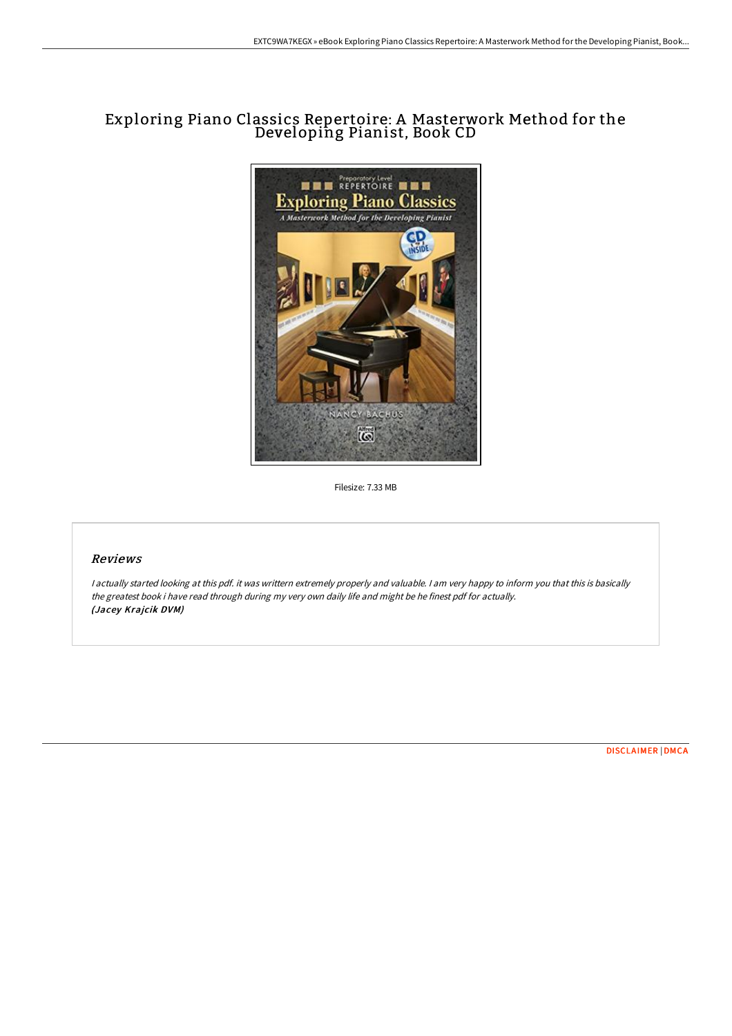# Exploring Piano Classics Repertoire: A Masterwork Method for the Developing Pianist, Book CD

Filesize: 7.33 MB

## *Reviews*

*I actually started looking at this pdf. it was writtern extremely properly and valuable. I am very happy to inform you that this is basically the greatest book i have read through during my very own daily life and might be he finest pdf for actually.*
***(Jacey Krajcik DVM)***

DISCLAIMER | DMCA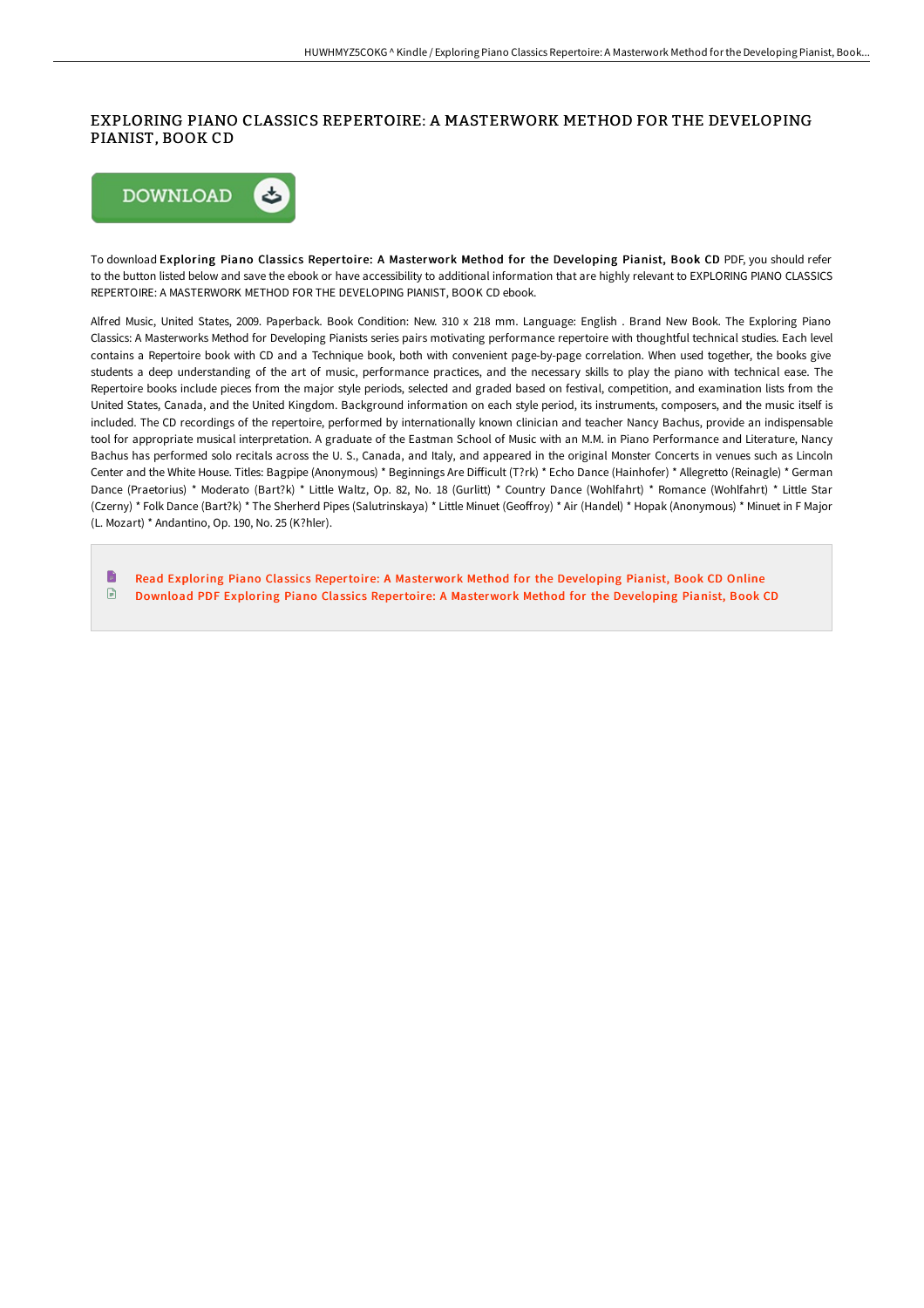# EXPLORING PIANO CLASSICS REPERTOIRE: A MASTERWORK METHOD FOR THE DEVELOPING PIANIST, BOOK CD

To download **Exploring Piano Classics Repertoire: A Masterwork Method for the Developing Pianist, Book CD** PDF, you should refer to the button listed below and save the ebook or have accessibility to additional information that are highly relevant to EXPLORING PIANO CLASSICS REPERTOIRE: A MASTERWORK METHOD FOR THE DEVELOPING PIANIST, BOOK CD ebook.

Alfred Music, United States, 2009. Paperback. Book Condition: New. 310 x 218 mm. Language: English . Brand New Book. The Exploring Piano Classics: A Masterworks Method for Developing Pianists series pairs motivating performance repertoire with thoughtful technical studies. Each level contains a Repertoire book with CD and a Technique book, both with convenient page-by-page correlation. When used together, the books give students a deep understanding of the art of music, performance practices, and the necessary skills to play the piano with technical ease. The Repertoire books include pieces from the major style periods, selected and graded based on festival, competition, and examination lists from the United States, Canada, and the United Kingdom. Background information on each style period, its instruments, composers, and the music itself is included. The CD recordings of the repertoire, performed by internationally known clinician and teacher Nancy Bachus, provide an indispensable tool for appropriate musical interpretation. A graduate of the Eastman School of Music with an M.M. in Piano Performance and Literature, Nancy Bachus has performed solo recitals across the U. S., Canada, and Italy, and appeared in the original Monster Concerts in venues such as Lincoln Center and the White House. Titles: Bagpipe (Anonymous) * Beginnings Are Difficult (T?rk) * Echo Dance (Hainhofer) * Allegretto (Reinagle) * German Dance (Praetorius) * Moderato (Bart?k) * Little Waltz, Op. 82, No. 18 (Gurlitt) * Country Dance (Wohlfahrt) * Romance (Wohlfahrt) * Little Star (Czerny) * Folk Dance (Bart?k) * The Sherherd Pipes (Salutrinskaya) * Little Minuet (Geoffroy) * Air (Handel) * Hopak (Anonymous) * Minuet in F Major (L. Mozart) * Andantino, Op. 190, No. 25 (K?hler).

Read Exploring Piano Classics Repertoire: A Masterwork Method for the Developing Pianist, Book CD Online

Download PDF Exploring Piano Classics Repertoire: A Masterwork Method for the Developing Pianist, Book CD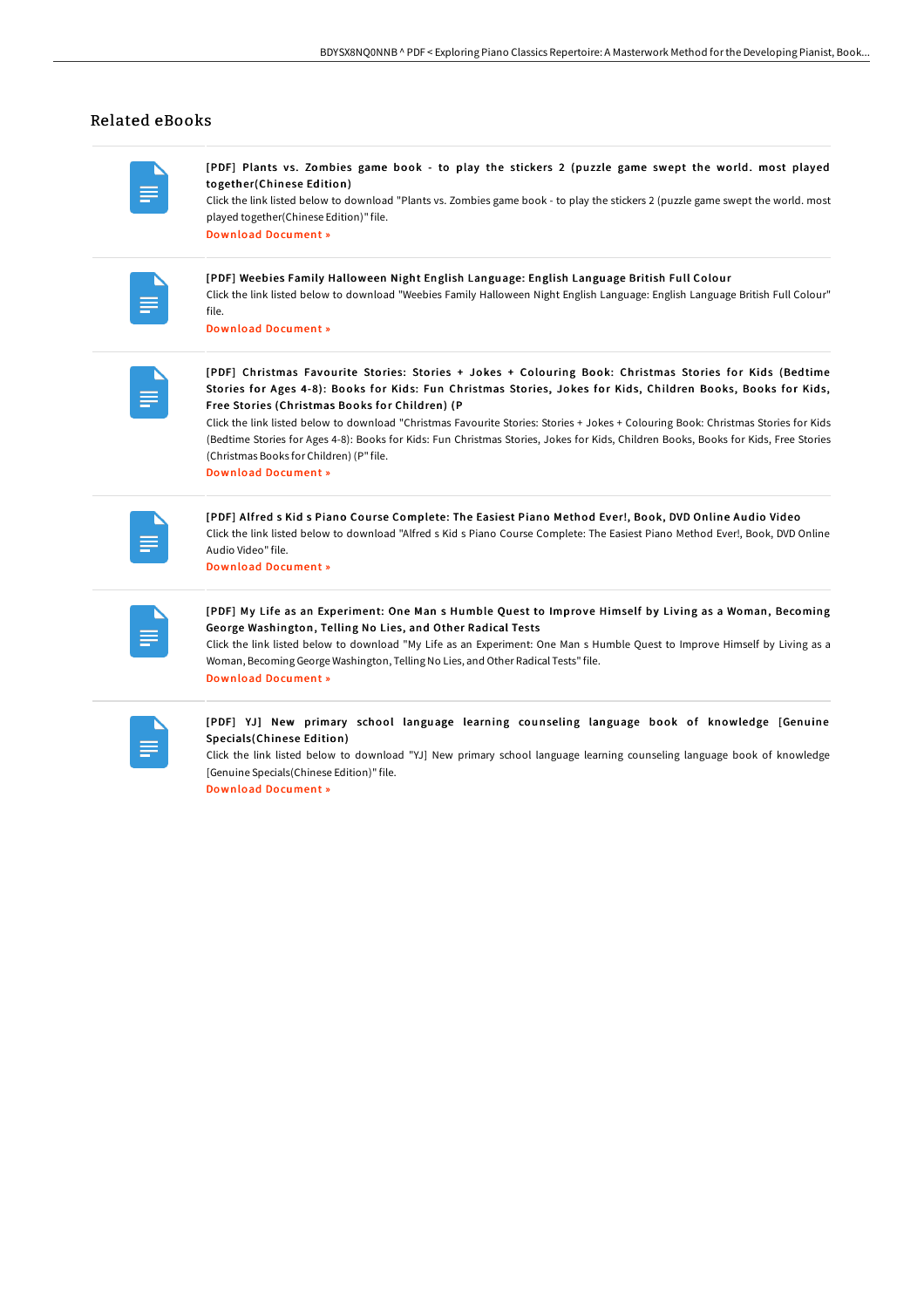## Related eBooks

[PDF] Plants vs. Zombies game book - to play the stickers 2 (puzzle game swept the world. most played together(Chinese Edition)

Click the link listed below to download "Plants vs. Zombies game book - to play the stickers 2 (puzzle game swept the world. most played together(Chinese Edition)" file.

Download Document »

[PDF] Weebies Family Halloween Night English Language: English Language British Full Colour

Click the link listed below to download "Weebies Family Halloween Night English Language: English Language British Full Colour" file.

Download Document »

[PDF] Christmas Favourite Stories: Stories + Jokes + Colouring Book: Christmas Stories for Kids (Bedtime Stories for Ages 4-8): Books for Kids: Fun Christmas Stories, Jokes for Kids, Children Books, Books for Kids, Free Stories (Christmas Books for Children) (P

Click the link listed below to download "Christmas Favourite Stories: Stories + Jokes + Colouring Book: Christmas Stories for Kids (Bedtime Stories for Ages 4-8): Books for Kids: Fun Christmas Stories, Jokes for Kids, Children Books, Books for Kids, Free Stories (Christmas Books for Children) (P" file.

Download Document »

[PDF] Alfred s Kid s Piano Course Complete: The Easiest Piano Method Ever!, Book, DVD Online Audio Video

Click the link listed below to download "Alfred s Kid s Piano Course Complete: The Easiest Piano Method Ever!, Book, DVD Online Audio Video" file.

Download Document »

[PDF] My Life as an Experiment: One Man s Humble Quest to Improve Himself by Living as a Woman, Becoming George Washington, Telling No Lies, and Other Radical Tests

Click the link listed below to download "My Life as an Experiment: One Man s Humble Quest to Improve Himself by Living as a Woman, Becoming George Washington, Telling No Lies, and Other Radical Tests" file.

Download Document »

[PDF] YJ] New primary school language learning counseling language book of knowledge [Genuine Specials(Chinese Edition)

Click the link listed below to download "YJ] New primary school language learning counseling language book of knowledge [Genuine Specials(Chinese Edition)" file.

Download Document »